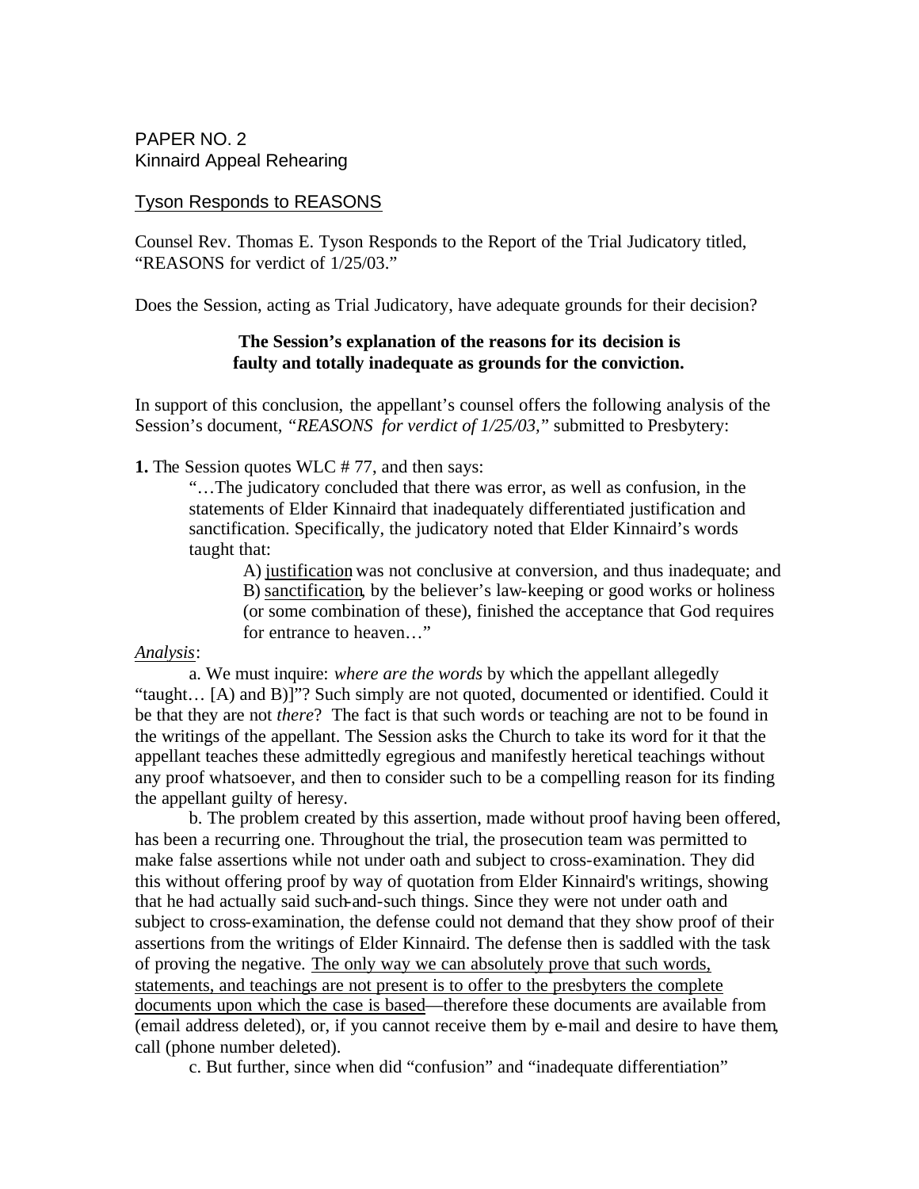PAPER NO. 2
Kinnaird Appeal Rehearing

Tyson Responds to REASONS

Counsel Rev. Thomas E. Tyson Responds to the Report of the Trial Judicatory titled, "REASONS for verdict of 1/25/03."

Does the Session, acting as Trial Judicatory, have adequate grounds for their decision?

**The Session's explanation of the reasons for its decision is faulty and totally inadequate as grounds for the conviction.**

In support of this conclusion, the appellant's counsel offers the following analysis of the Session's document, *"REASONS for verdict of 1/25/03,"* submitted to Presbytery:

**1.** The Session quotes WLC # 77, and then says:

> "…The judicatory concluded that there was error, as well as confusion, in the statements of Elder Kinnaird that inadequately differentiated justification and sanctification. Specifically, the judicatory noted that Elder Kinnaird's words taught that:
>
> A) justification was not conclusive at conversion, and thus inadequate; and
> B) sanctification, by the believer's law-keeping or good works or holiness (or some combination of these), finished the acceptance that God requires for entrance to heaven…"

*Analysis*:

a. We must inquire: *where are the words* by which the appellant allegedly "taught… [A) and B)]"? Such simply are not quoted, documented or identified. Could it be that they are not *there*? The fact is that such words or teaching are not to be found in the writings of the appellant. The Session asks the Church to take its word for it that the appellant teaches these admittedly egregious and manifestly heretical teachings without any proof whatsoever, and then to consider such to be a compelling reason for its finding the appellant guilty of heresy.

b. The problem created by this assertion, made without proof having been offered, has been a recurring one. Throughout the trial, the prosecution team was permitted to make false assertions while not under oath and subject to cross-examination. They did this without offering proof by way of quotation from Elder Kinnaird's writings, showing that he had actually said such-and-such things. Since they were not under oath and subject to cross-examination, the defense could not demand that they show proof of their assertions from the writings of Elder Kinnaird. The defense then is saddled with the task of proving the negative. The only way we can absolutely prove that such words, statements, and teachings are not present is to offer to the presbyters the complete documents upon which the case is based—therefore these documents are available from (email address deleted), or, if you cannot receive them by e-mail and desire to have them, call (phone number deleted).

c. But further, since when did "confusion" and "inadequate differentiation"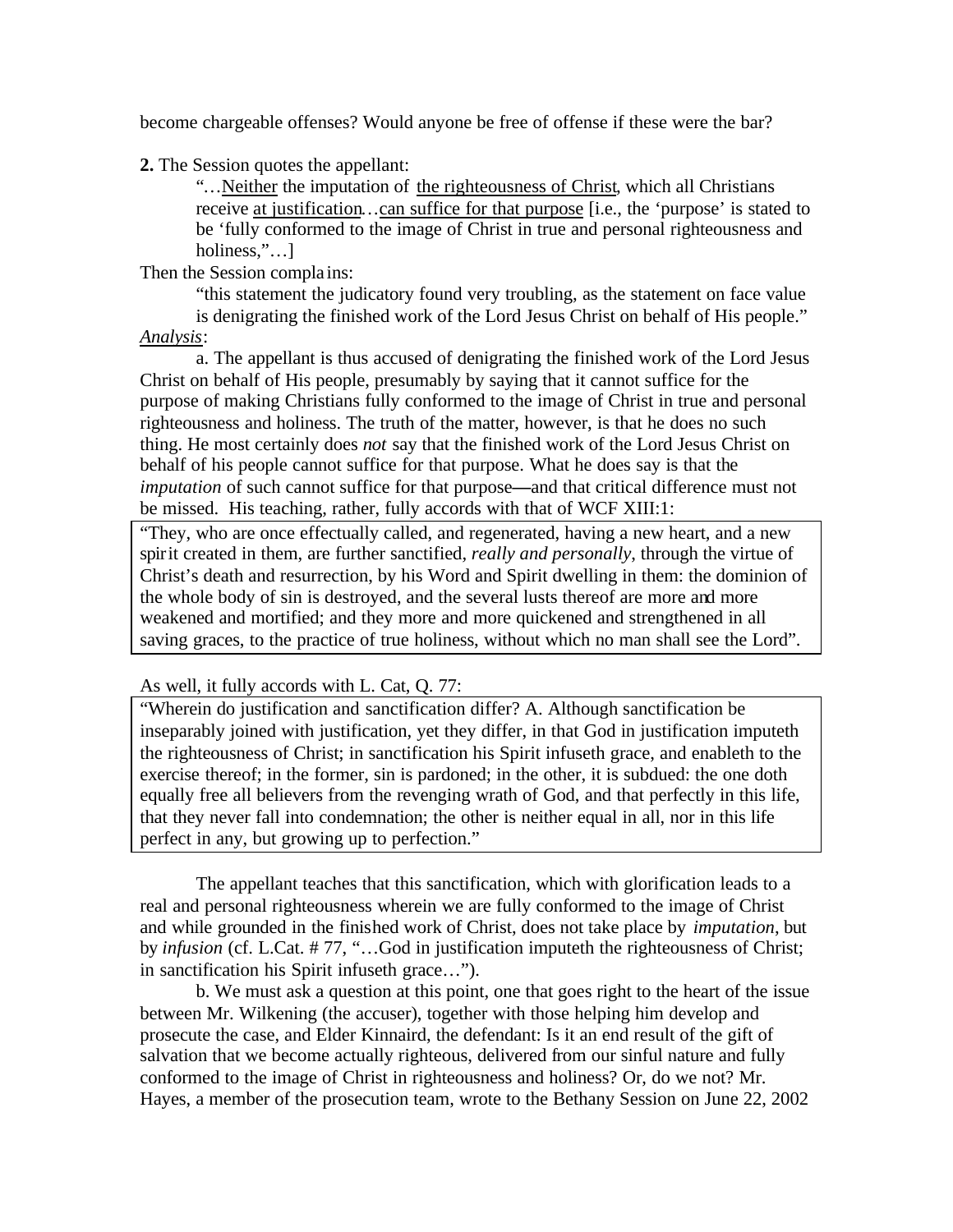become chargeable offenses? Would anyone be free of offense if these were the bar?

**2.** The Session quotes the appellant:

> "…Neither the imputation of the righteousness of Christ, which all Christians receive at justification…can suffice for that purpose [i.e., the 'purpose' is stated to be 'fully conformed to the image of Christ in true and personal righteousness and holiness,"…]

Then the Session complains:

> "this statement the judicatory found very troubling, as the statement on face value is denigrating the finished work of the Lord Jesus Christ on behalf of His people."

*Analysis*:

a. The appellant is thus accused of denigrating the finished work of the Lord Jesus Christ on behalf of His people, presumably by saying that it cannot suffice for the purpose of making Christians fully conformed to the image of Christ in true and personal righteousness and holiness. The truth of the matter, however, is that he does no such thing. He most certainly does *not* say that the finished work of the Lord Jesus Christ on behalf of his people cannot suffice for that purpose. What he does say is that the *imputation* of such cannot suffice for that purpose—and that critical difference must not be missed. His teaching, rather, fully accords with that of WCF XIII:1:

> "They, who are once effectually called, and regenerated, having a new heart, and a new spirit created in them, are further sanctified, *really and personally*, through the virtue of Christ's death and resurrection, by his Word and Spirit dwelling in them: the dominion of the whole body of sin is destroyed, and the several lusts thereof are more and more weakened and mortified; and they more and more quickened and strengthened in all saving graces, to the practice of true holiness, without which no man shall see the Lord".

As well, it fully accords with L. Cat, Q. 77:

> "Wherein do justification and sanctification differ? A. Although sanctification be inseparably joined with justification, yet they differ, in that God in justification imputeth the righteousness of Christ; in sanctification his Spirit infuseth grace, and enableth to the exercise thereof; in the former, sin is pardoned; in the other, it is subdued: the one doth equally free all believers from the revenging wrath of God, and that perfectly in this life, that they never fall into condemnation; the other is neither equal in all, nor in this life perfect in any, but growing up to perfection."

The appellant teaches that this sanctification, which with glorification leads to a real and personal righteousness wherein we are fully conformed to the image of Christ and while grounded in the finished work of Christ, does not take place by *imputation*, but by *infusion* (cf. L.Cat. # 77, "…God in justification imputeth the righteousness of Christ; in sanctification his Spirit infuseth grace…").

b. We must ask a question at this point, one that goes right to the heart of the issue between Mr. Wilkening (the accuser), together with those helping him develop and prosecute the case, and Elder Kinnaird, the defendant: Is it an end result of the gift of salvation that we become actually righteous, delivered from our sinful nature and fully conformed to the image of Christ in righteousness and holiness? Or, do we not? Mr. Hayes, a member of the prosecution team, wrote to the Bethany Session on June 22, 2002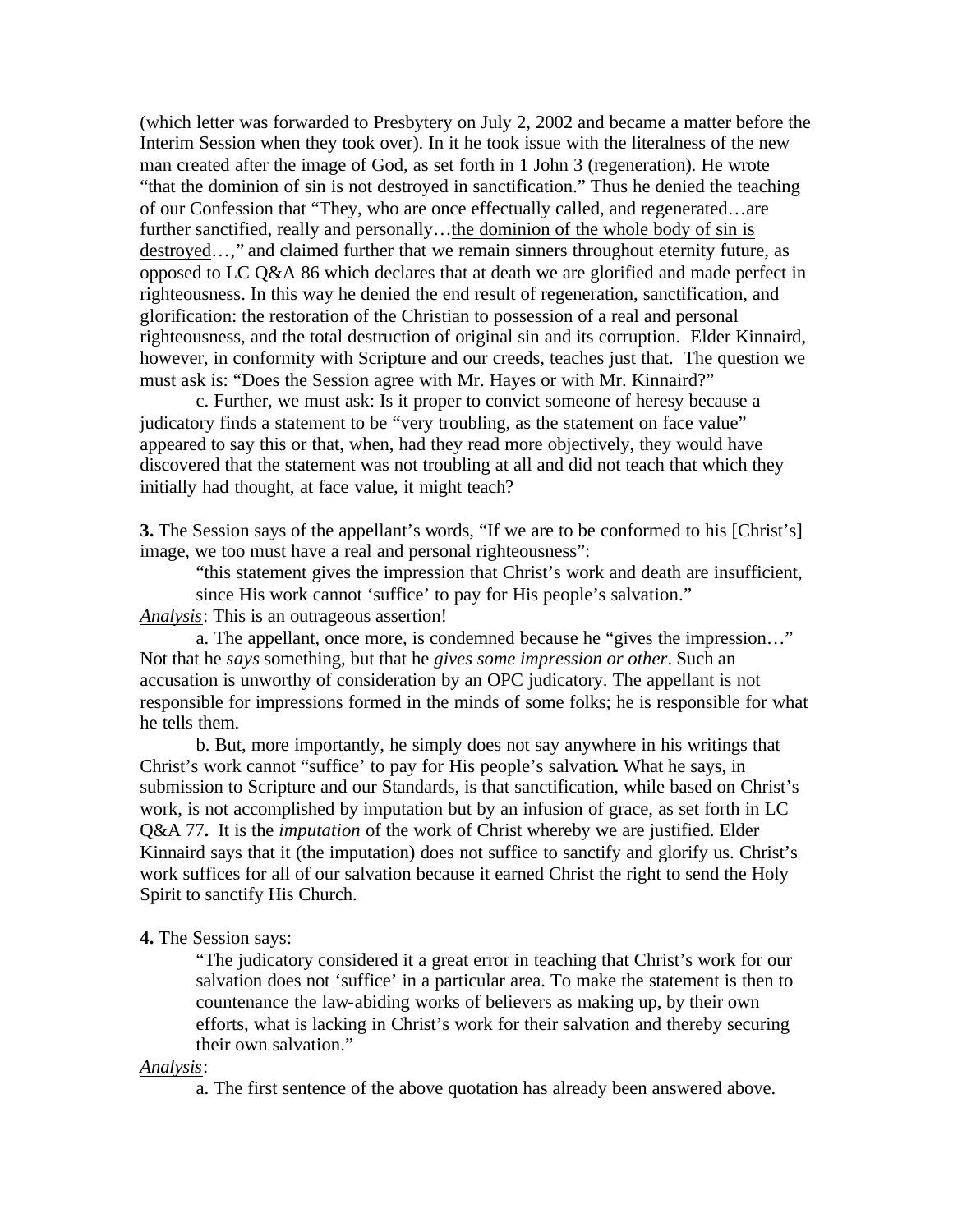(which letter was forwarded to Presbytery on July 2, 2002 and became a matter before the Interim Session when they took over). In it he took issue with the literalness of the new man created after the image of God, as set forth in 1 John 3 (regeneration). He wrote "that the dominion of sin is not destroyed in sanctification." Thus he denied the teaching of our Confession that "They, who are once effectually called, and regenerated…are further sanctified, really and personally…<u>the dominion of the whole body of sin is destroyed</u>…," and claimed further that we remain sinners throughout eternity future, as opposed to LC Q&A 86 which declares that at death we are glorified and made perfect in righteousness. In this way he denied the end result of regeneration, sanctification, and glorification: the restoration of the Christian to possession of a real and personal righteousness, and the total destruction of original sin and its corruption. Elder Kinnaird, however, in conformity with Scripture and our creeds, teaches just that. The question we must ask is: "Does the Session agree with Mr. Hayes or with Mr. Kinnaird?"

c. Further, we must ask: Is it proper to convict someone of heresy because a judicatory finds a statement to be "very troubling, as the statement on face value" appeared to say this or that, when, had they read more objectively, they would have discovered that the statement was not troubling at all and did not teach that which they initially had thought, at face value, it might teach?

**3.** The Session says of the appellant's words, "If we are to be conformed to his [Christ's] image, we too must have a real and personal righteousness":

> "this statement gives the impression that Christ's work and death are insufficient, since His work cannot 'suffice' to pay for His people's salvation."

<u>*Analysis*</u>: This is an outrageous assertion!

a. The appellant, once more, is condemned because he "gives the impression…" Not that he *says* something, but that he *gives some impression or other*. Such an accusation is unworthy of consideration by an OPC judicatory. The appellant is not responsible for impressions formed in the minds of some folks; he is responsible for what he tells them.

b. But, more importantly, he simply does not say anywhere in his writings that Christ's work cannot "suffice' to pay for His people's salvation**.** What he says, in submission to Scripture and our Standards, is that sanctification, while based on Christ's work, is not accomplished by imputation but by an infusion of grace, as set forth in LC Q&A 77**.** It is the *imputation* of the work of Christ whereby we are justified. Elder Kinnaird says that it (the imputation) does not suffice to sanctify and glorify us. Christ's work suffices for all of our salvation because it earned Christ the right to send the Holy Spirit to sanctify His Church.

**4.** The Session says:

> "The judicatory considered it a great error in teaching that Christ's work for our salvation does not 'suffice' in a particular area. To make the statement is then to countenance the law-abiding works of believers as making up, by their own efforts, what is lacking in Christ's work for their salvation and thereby securing their own salvation."

<u>*Analysis*</u>:

a. The first sentence of the above quotation has already been answered above.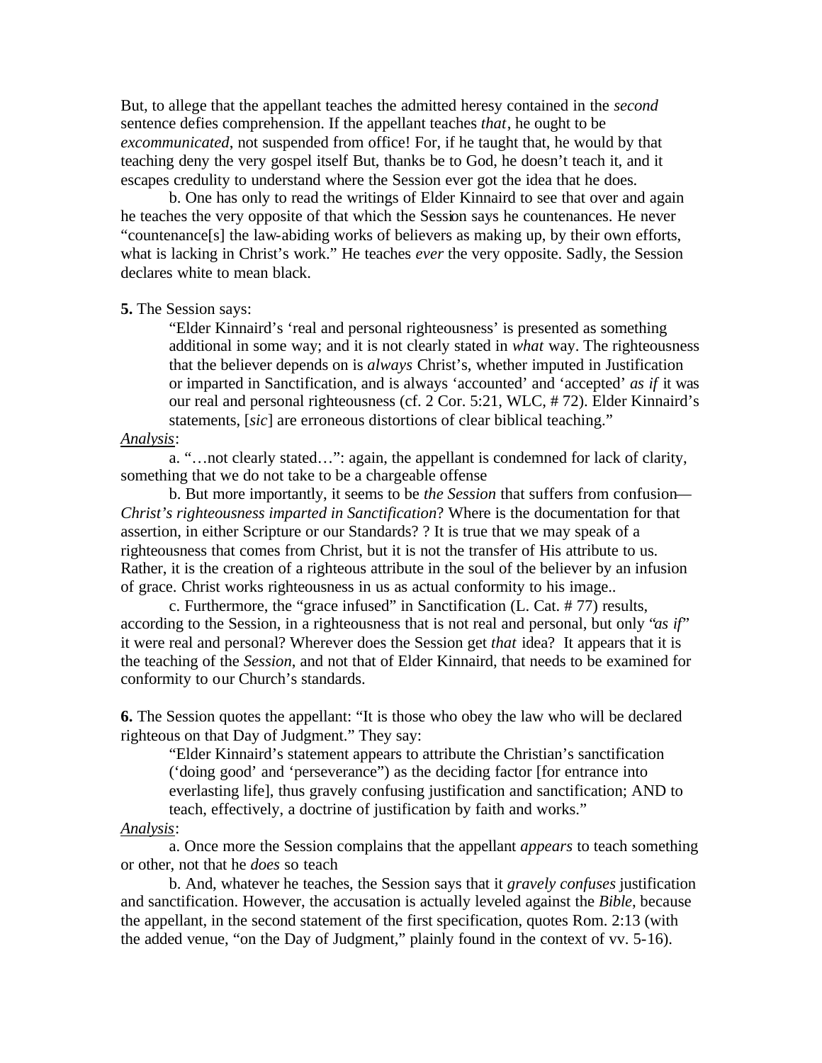But, to allege that the appellant teaches the admitted heresy contained in the *second* sentence defies comprehension. If the appellant teaches *that*, he ought to be *excommunicated*, not suspended from office! For, if he taught that, he would by that teaching deny the very gospel itself But, thanks be to God, he doesn't teach it, and it escapes credulity to understand where the Session ever got the idea that he does.

b. One has only to read the writings of Elder Kinnaird to see that over and again he teaches the very opposite of that which the Session says he countenances. He never "countenance[s] the law-abiding works of believers as making up, by their own efforts, what is lacking in Christ's work." He teaches *ever* the very opposite. Sadly, the Session declares white to mean black.

**5.** The Session says:

> "Elder Kinnaird's 'real and personal righteousness' is presented as something additional in some way; and it is not clearly stated in *what* way. The righteousness that the believer depends on is *always* Christ's, whether imputed in Justification or imparted in Sanctification, and is always 'accounted' and 'accepted' *as if* it was our real and personal righteousness (cf. 2 Cor. 5:21, WLC, # 72). Elder Kinnaird's statements, [*sic*] are erroneous distortions of clear biblical teaching."

<u>*Analysis*</u>:

a. "…not clearly stated…": again, the appellant is condemned for lack of clarity, something that we do not take to be a chargeable offense

b. But more importantly, it seems to be *the Session* that suffers from confusion— *Christ's righteousness imparted in Sanctification*? Where is the documentation for that assertion, in either Scripture or our Standards? ? It is true that we may speak of a righteousness that comes from Christ, but it is not the transfer of His attribute to us. Rather, it is the creation of a righteous attribute in the soul of the believer by an infusion of grace. Christ works righteousness in us as actual conformity to his image..

c. Furthermore, the "grace infused" in Sanctification (L. Cat. # 77) results, according to the Session, in a righteousness that is not real and personal, but only "*as if*" it were real and personal? Wherever does the Session get *that* idea? It appears that it is the teaching of the *Session*, and not that of Elder Kinnaird, that needs to be examined for conformity to our Church's standards.

**6.** The Session quotes the appellant: "It is those who obey the law who will be declared righteous on that Day of Judgment." They say:

> "Elder Kinnaird's statement appears to attribute the Christian's sanctification ('doing good' and 'perseverance") as the deciding factor [for entrance into everlasting life], thus gravely confusing justification and sanctification; AND to teach, effectively, a doctrine of justification by faith and works."

<u>*Analysis*</u>:

a. Once more the Session complains that the appellant *appears* to teach something or other, not that he *does* so teach

b. And, whatever he teaches, the Session says that it *gravely confuses* justification and sanctification. However, the accusation is actually leveled against the *Bible*, because the appellant, in the second statement of the first specification, quotes Rom. 2:13 (with the added venue, "on the Day of Judgment," plainly found in the context of vv. 5-16).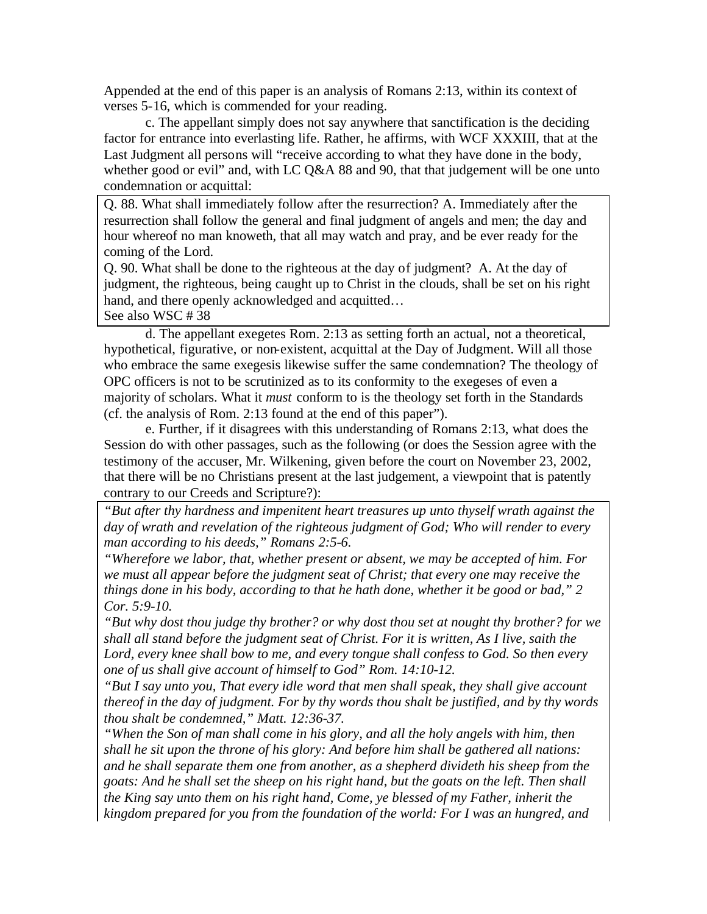Appended at the end of this paper is an analysis of Romans 2:13, within its context of verses 5-16, which is commended for your reading.

c. The appellant simply does not say anywhere that sanctification is the deciding factor for entrance into everlasting life. Rather, he affirms, with WCF XXXIII, that at the Last Judgment all persons will "receive according to what they have done in the body, whether good or evil" and, with LC Q&A 88 and 90, that that judgement will be one unto condemnation or acquittal:

> Q. 88. What shall immediately follow after the resurrection? A. Immediately after the resurrection shall follow the general and final judgment of angels and men; the day and hour whereof no man knoweth, that all may watch and pray, and be ever ready for the coming of the Lord.
>
> Q. 90. What shall be done to the righteous at the day of judgment? A. At the day of judgment, the righteous, being caught up to Christ in the clouds, shall be set on his right hand, and there openly acknowledged and acquitted…
>
> See also WSC # 38

d. The appellant exegetes Rom. 2:13 as setting forth an actual, not a theoretical, hypothetical, figurative, or non-existent, acquittal at the Day of Judgment. Will all those who embrace the same exegesis likewise suffer the same condemnation? The theology of OPC officers is not to be scrutinized as to its conformity to the exegeses of even a majority of scholars. What it *must* conform to is the theology set forth in the Standards (cf. the analysis of Rom. 2:13 found at the end of this paper").

e. Further, if it disagrees with this understanding of Romans 2:13, what does the Session do with other passages, such as the following (or does the Session agree with the testimony of the accuser, Mr. Wilkening, given before the court on November 23, 2002, that there will be no Christians present at the last judgement, a viewpoint that is patently contrary to our Creeds and Scripture?):

> *"But after thy hardness and impenitent heart treasures up unto thyself wrath against the day of wrath and revelation of the righteous judgment of God; Who will render to every man according to his deeds," Romans 2:5-6.*
>
> *"Wherefore we labor, that, whether present or absent, we may be accepted of him. For we must all appear before the judgment seat of Christ; that every one may receive the things done in his body, according to that he hath done, whether it be good or bad," 2 Cor. 5:9-10.*
>
> *"But why dost thou judge thy brother? or why dost thou set at nought thy brother? for we shall all stand before the judgment seat of Christ. For it is written, As I live, saith the Lord, every knee shall bow to me, and every tongue shall confess to God. So then every one of us shall give account of himself to God" Rom. 14:10-12.*
>
> *"But I say unto you, That every idle word that men shall speak, they shall give account thereof in the day of judgment. For by thy words thou shalt be justified, and by thy words thou shalt be condemned," Matt. 12:36-37.*
>
> *"When the Son of man shall come in his glory, and all the holy angels with him, then shall he sit upon the throne of his glory: And before him shall be gathered all nations: and he shall separate them one from another, as a shepherd divideth his sheep from the goats: And he shall set the sheep on his right hand, but the goats on the left. Then shall the King say unto them on his right hand, Come, ye blessed of my Father, inherit the kingdom prepared for you from the foundation of the world: For I was an hungred, and*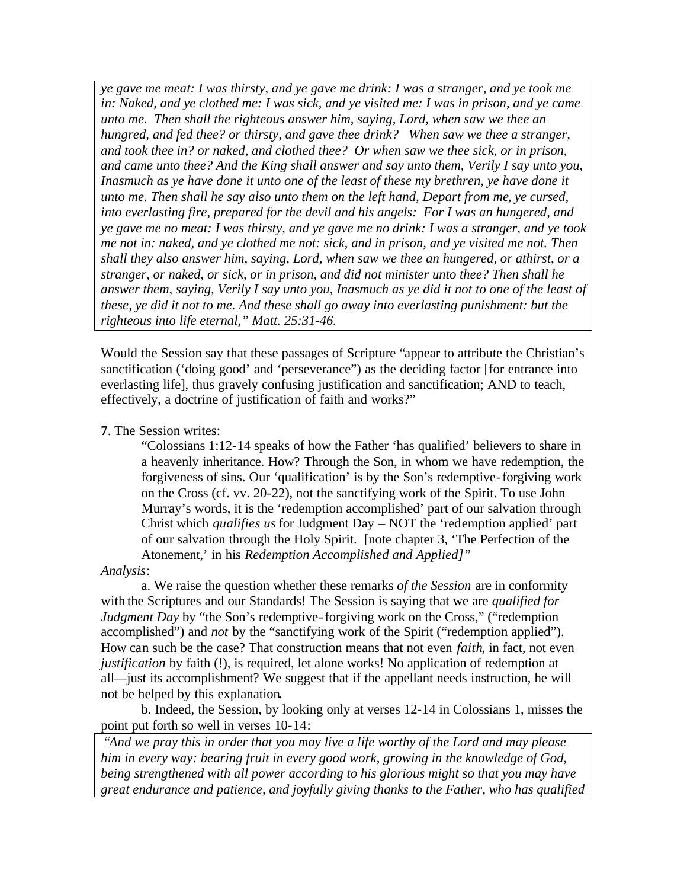*ye gave me meat: I was thirsty, and ye gave me drink: I was a stranger, and ye took me in: Naked, and ye clothed me: I was sick, and ye visited me: I was in prison, and ye came unto me. Then shall the righteous answer him, saying, Lord, when saw we thee an hungred, and fed thee? or thirsty, and gave thee drink? When saw we thee a stranger, and took thee in? or naked, and clothed thee? Or when saw we thee sick, or in prison, and came unto thee? And the King shall answer and say unto them, Verily I say unto you, Inasmuch as ye have done it unto one of the least of these my brethren, ye have done it unto me. Then shall he say also unto them on the left hand, Depart from me, ye cursed, into everlasting fire, prepared for the devil and his angels: For I was an hungered, and ye gave me no meat: I was thirsty, and ye gave me no drink: I was a stranger, and ye took me not in: naked, and ye clothed me not: sick, and in prison, and ye visited me not. Then shall they also answer him, saying, Lord, when saw we thee an hungered, or athirst, or a stranger, or naked, or sick, or in prison, and did not minister unto thee? Then shall he answer them, saying, Verily I say unto you, Inasmuch as ye did it not to one of the least of these, ye did it not to me. And these shall go away into everlasting punishment: but the righteous into life eternal," Matt. 25:31-46.*

Would the Session say that these passages of Scripture "appear to attribute the Christian's sanctification ('doing good' and 'perseverance") as the deciding factor [for entrance into everlasting life], thus gravely confusing justification and sanctification; AND to teach, effectively, a doctrine of justification of faith and works?"

**7**. The Session writes:

> "Colossians 1:12-14 speaks of how the Father 'has qualified' believers to share in a heavenly inheritance. How? Through the Son, in whom we have redemption, the forgiveness of sins. Our 'qualification' is by the Son's redemptive-forgiving work on the Cross (cf. vv. 20-22), not the sanctifying work of the Spirit. To use John Murray's words, it is the 'redemption accomplished' part of our salvation through Christ which *qualifies us* for Judgment Day – NOT the 'redemption applied' part of our salvation through the Holy Spirit. [note chapter 3, 'The Perfection of the Atonement,' in his *Redemption Accomplished and Applied]"*

*Analysis*:

a. We raise the question whether these remarks *of the Session* are in conformity with the Scriptures and our Standards! The Session is saying that we are *qualified for Judgment Day* by "the Son's redemptive-forgiving work on the Cross," ("redemption accomplished") and *not* by the "sanctifying work of the Spirit ("redemption applied"). How can such be the case? That construction means that not even *faith*, in fact, not even *justification* by faith (!), is required, let alone works! No application of redemption at all—just its accomplishment? We suggest that if the appellant needs instruction, he will not be helped by this explanation.

b. Indeed, the Session, by looking only at verses 12-14 in Colossians 1, misses the point put forth so well in verses 10-14:

*"And we pray this in order that you may live a life worthy of the Lord and may please him in every way: bearing fruit in every good work, growing in the knowledge of God, being strengthened with all power according to his glorious might so that you may have great endurance and patience, and joyfully giving thanks to the Father, who has qualified*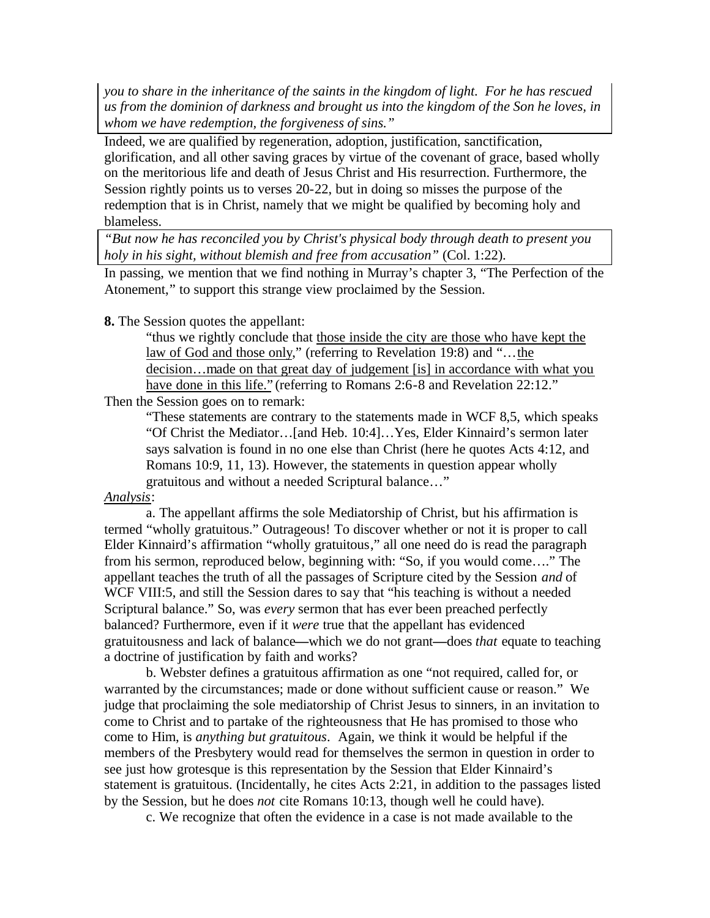> *you to share in the inheritance of the saints in the kingdom of light. For he has rescued us from the dominion of darkness and brought us into the kingdom of the Son he loves, in whom we have redemption, the forgiveness of sins."*

Indeed, we are qualified by regeneration, adoption, justification, sanctification, glorification, and all other saving graces by virtue of the covenant of grace, based wholly on the meritorious life and death of Jesus Christ and His resurrection. Furthermore, the Session rightly points us to verses 20-22, but in doing so misses the purpose of the redemption that is in Christ, namely that we might be qualified by becoming holy and blameless.

> *"But now he has reconciled you by Christ's physical body through death to present you holy in his sight, without blemish and free from accusation"* (Col. 1:22).

In passing, we mention that we find nothing in Murray's chapter 3, "The Perfection of the Atonement," to support this strange view proclaimed by the Session.

**8.** The Session quotes the appellant:

> "thus we rightly conclude that <u>those inside the city are those who have kept the law of God and those only</u>," (referring to Revelation 19:8) and "…<u>the decision…made on that great day of judgement [is] in accordance with what you have done in this life."</u> (referring to Romans 2:6-8 and Revelation 22:12."

Then the Session goes on to remark:

> "These statements are contrary to the statements made in WCF 8,5, which speaks "Of Christ the Mediator…[and Heb. 10:4]…Yes, Elder Kinnaird's sermon later says salvation is found in no one else than Christ (here he quotes Acts 4:12, and Romans 10:9, 11, 13). However, the statements in question appear wholly gratuitous and without a needed Scriptural balance…"

<u>*Analysis*</u>:

a. The appellant affirms the sole Mediatorship of Christ, but his affirmation is termed "wholly gratuitous." Outrageous! To discover whether or not it is proper to call Elder Kinnaird's affirmation "wholly gratuitous," all one need do is read the paragraph from his sermon, reproduced below, beginning with: "So, if you would come…." The appellant teaches the truth of all the passages of Scripture cited by the Session *and* of WCF VIII:5, and still the Session dares to say that "his teaching is without a needed Scriptural balance." So, was *every* sermon that has ever been preached perfectly balanced? Furthermore, even if it *were* true that the appellant has evidenced gratuitousness and lack of balance—which we do not grant—does *that* equate to teaching a doctrine of justification by faith and works?

b. Webster defines a gratuitous affirmation as one "not required, called for, or warranted by the circumstances; made or done without sufficient cause or reason." We judge that proclaiming the sole mediatorship of Christ Jesus to sinners, in an invitation to come to Christ and to partake of the righteousness that He has promised to those who come to Him, is *anything but gratuitous*. Again, we think it would be helpful if the members of the Presbytery would read for themselves the sermon in question in order to see just how grotesque is this representation by the Session that Elder Kinnaird's statement is gratuitous. (Incidentally, he cites Acts 2:21, in addition to the passages listed by the Session, but he does *not* cite Romans 10:13, though well he could have).

c. We recognize that often the evidence in a case is not made available to the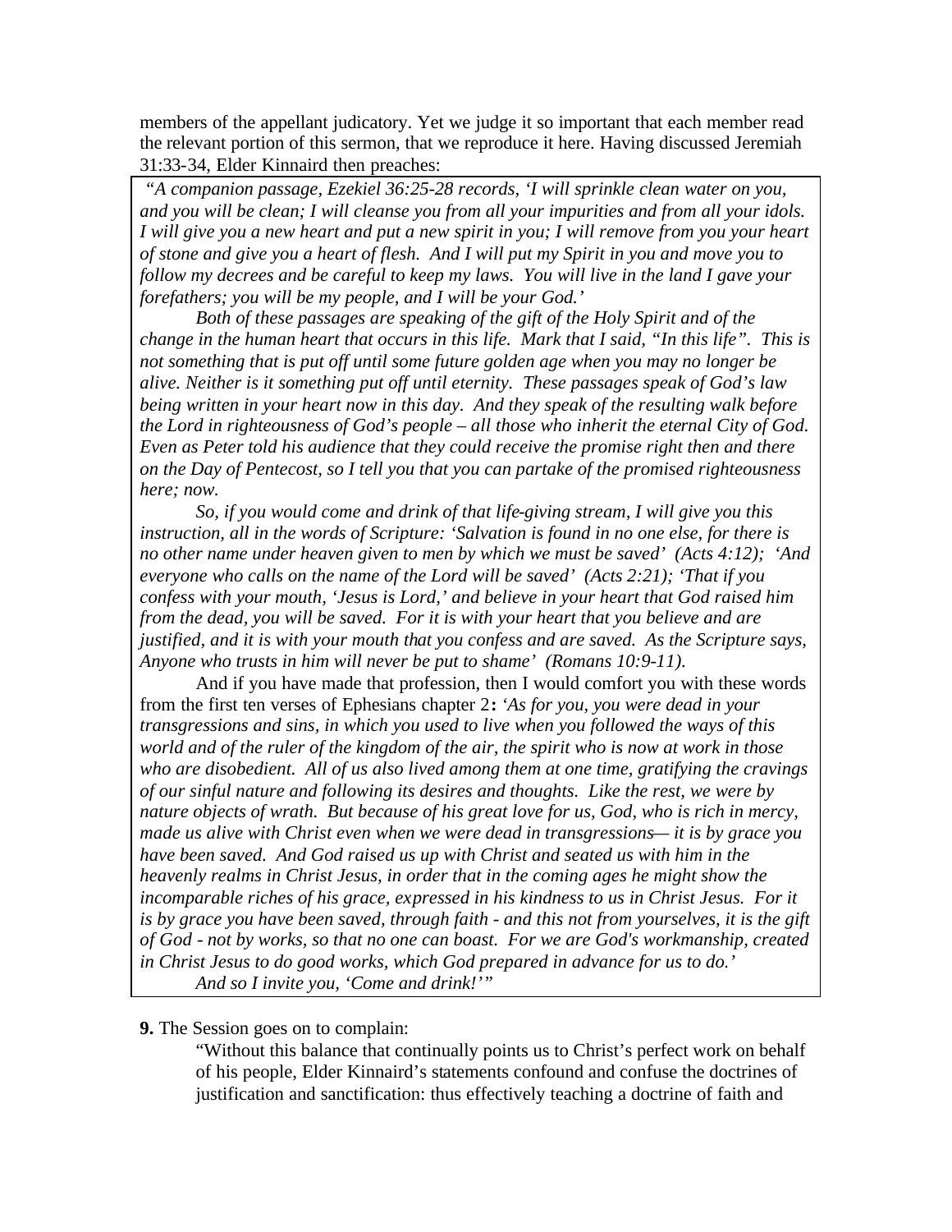members of the appellant judicatory. Yet we judge it so important that each member read the relevant portion of this sermon, that we reproduce it here. Having discussed Jeremiah 31:33-34, Elder Kinnaird then preaches:

> *"A companion passage, Ezekiel 36:25-28 records, 'I will sprinkle clean water on you, and you will be clean; I will cleanse you from all your impurities and from all your idols. I will give you a new heart and put a new spirit in you; I will remove from you your heart of stone and give you a heart of flesh. And I will put my Spirit in you and move you to follow my decrees and be careful to keep my laws. You will live in the land I gave your forefathers; you will be my people, and I will be your God.'*
>
> *Both of these passages are speaking of the gift of the Holy Spirit and of the change in the human heart that occurs in this life. Mark that I said, "In this life". This is not something that is put off until some future golden age when you may no longer be alive. Neither is it something put off until eternity. These passages speak of God's law being written in your heart now in this day. And they speak of the resulting walk before the Lord in righteousness of God's people – all those who inherit the eternal City of God. Even as Peter told his audience that they could receive the promise right then and there on the Day of Pentecost, so I tell you that you can partake of the promised righteousness here; now.*
>
> *So, if you would come and drink of that life-giving stream, I will give you this instruction, all in the words of Scripture: 'Salvation is found in no one else, for there is no other name under heaven given to men by which we must be saved' (Acts 4:12); 'And everyone who calls on the name of the Lord will be saved' (Acts 2:21); 'That if you confess with your mouth, 'Jesus is Lord,' and believe in your heart that God raised him from the dead, you will be saved. For it is with your heart that you believe and are justified, and it is with your mouth that you confess and are saved. As the Scripture says, Anyone who trusts in him will never be put to shame' (Romans 10:9-11).*
>
> And if you have made that profession, then I would comfort you with these words from the first ten verses of Ephesians chapter 2**:** *'As for you, you were dead in your transgressions and sins, in which you used to live when you followed the ways of this world and of the ruler of the kingdom of the air, the spirit who is now at work in those who are disobedient. All of us also lived among them at one time, gratifying the cravings of our sinful nature and following its desires and thoughts. Like the rest, we were by nature objects of wrath. But because of his great love for us, God, who is rich in mercy, made us alive with Christ even when we were dead in transgressions— it is by grace you have been saved. And God raised us up with Christ and seated us with him in the heavenly realms in Christ Jesus, in order that in the coming ages he might show the incomparable riches of his grace, expressed in his kindness to us in Christ Jesus. For it is by grace you have been saved, through faith - and this not from yourselves, it is the gift of God - not by works, so that no one can boast. For we are God's workmanship, created in Christ Jesus to do good works, which God prepared in advance for us to do.'*
>
> *And so I invite you, 'Come and drink!'"*

**9.** The Session goes on to complain:

> "Without this balance that continually points us to Christ's perfect work on behalf of his people, Elder Kinnaird's statements confound and confuse the doctrines of justification and sanctification: thus effectively teaching a doctrine of faith and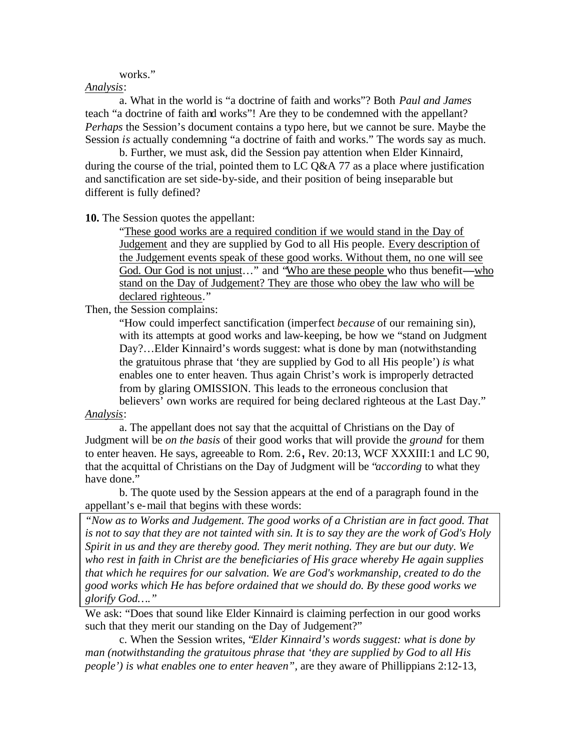works."

*Analysis*:

a. What in the world is "a doctrine of faith and works"? Both *Paul and James* teach "a doctrine of faith and works"! Are they to be condemned with the appellant? *Perhaps* the Session's document contains a typo here, but we cannot be sure. Maybe the Session *is* actually condemning "a doctrine of faith and works." The words say as much.

b. Further, we must ask, did the Session pay attention when Elder Kinnaird, during the course of the trial, pointed them to LC Q&A 77 as a place where justification and sanctification are set side-by-side, and their position of being inseparable but different is fully defined?

**10.** The Session quotes the appellant:

> "<u>These good works are a required condition if we would stand in the Day of Judgement</u> and they are supplied by God to all His people. <u>Every description of the Judgement events speak of these good works. Without them, no one will see God. Our God is not unjust</u>…" and "<u>Who are these people</u> who thus benefit—<u>who stand on the Day of Judgement? They are those who obey the law who will be declared righteous</u>."

Then, the Session complains:

> "How could imperfect sanctification (imperfect *because* of our remaining sin), with its attempts at good works and law-keeping, be how we "stand on Judgment Day?…Elder Kinnaird's words suggest: what is done by man (notwithstanding the gratuitous phrase that 'they are supplied by God to all His people') *is* what enables one to enter heaven. Thus again Christ's work is improperly detracted from by glaring OMISSION. This leads to the erroneous conclusion that believers' own works are required for being declared righteous at the Last Day."

*Analysis*:

a. The appellant does not say that the acquittal of Christians on the Day of Judgment will be *on the basis* of their good works that will provide the *ground* for them to enter heaven. He says, agreeable to Rom. 2:6**,** Rev. 20:13, WCF XXXIII:1 and LC 90, that the acquittal of Christians on the Day of Judgment will be "*according* to what they have done."

b. The quote used by the Session appears at the end of a paragraph found in the appellant's e-mail that begins with these words:

> *"Now as to Works and Judgement. The good works of a Christian are in fact good. That is not to say that they are not tainted with sin. It is to say they are the work of God's Holy Spirit in us and they are thereby good. They merit nothing. They are but our duty. We who rest in faith in Christ are the beneficiaries of His grace whereby He again supplies that which he requires for our salvation. We are God's workmanship, created to do the good works which He has before ordained that we should do. By these good works we glorify God…."*

We ask: "Does that sound like Elder Kinnaird is claiming perfection in our good works such that they merit our standing on the Day of Judgement?"

c. When the Session writes, "*Elder Kinnaird's words suggest: what is done by man (notwithstanding the gratuitous phrase that 'they are supplied by God to all His people') is what enables one to enter heaven"*, are they aware of Phillippians 2:12-13,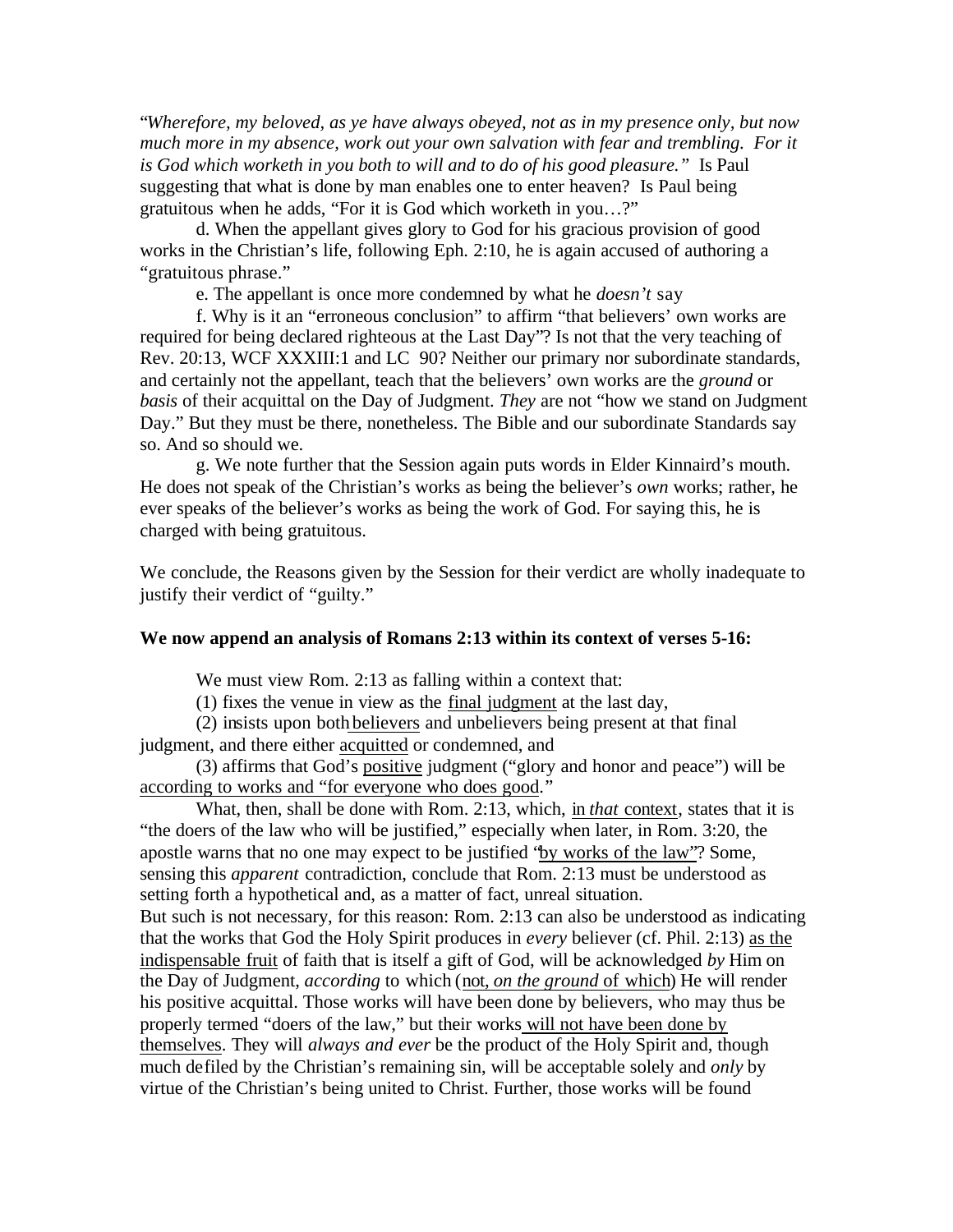"*Wherefore, my beloved, as ye have always obeyed, not as in my presence only, but now much more in my absence, work out your own salvation with fear and trembling. For it is God which worketh in you both to will and to do of his good pleasure."* Is Paul suggesting that what is done by man enables one to enter heaven? Is Paul being gratuitous when he adds, "For it is God which worketh in you…?"

d. When the appellant gives glory to God for his gracious provision of good works in the Christian's life, following Eph. 2:10, he is again accused of authoring a "gratuitous phrase."

e. The appellant is once more condemned by what he *doesn't* say

f. Why is it an "erroneous conclusion" to affirm "that believers' own works are required for being declared righteous at the Last Day"? Is not that the very teaching of Rev. 20:13, WCF XXXIII:1 and LC 90? Neither our primary nor subordinate standards, and certainly not the appellant, teach that the believers' own works are the *ground* or *basis* of their acquittal on the Day of Judgment. *They* are not "how we stand on Judgment Day." But they must be there, nonetheless. The Bible and our subordinate Standards say so. And so should we.

g. We note further that the Session again puts words in Elder Kinnaird's mouth. He does not speak of the Christian's works as being the believer's *own* works; rather, he ever speaks of the believer's works as being the work of God. For saying this, he is charged with being gratuitous.

We conclude, the Reasons given by the Session for their verdict are wholly inadequate to justify their verdict of "guilty."

**We now append an analysis of Romans 2:13 within its context of verses 5-16:**

We must view Rom. 2:13 as falling within a context that:

(1) fixes the venue in view as the final judgment at the last day,

(2) insists upon both believers and unbelievers being present at that final judgment, and there either acquitted or condemned, and

(3) affirms that God's positive judgment ("glory and honor and peace") will be according to works and "for everyone who does good."

What, then, shall be done with Rom. 2:13, which, in *that* context, states that it is "the doers of the law who will be justified," especially when later, in Rom. 3:20, the apostle warns that no one may expect to be justified "by works of the law"? Some, sensing this *apparent* contradiction, conclude that Rom. 2:13 must be understood as setting forth a hypothetical and, as a matter of fact, unreal situation.
But such is not necessary, for this reason: Rom. 2:13 can also be understood as indicating that the works that God the Holy Spirit produces in *every* believer (cf. Phil. 2:13) as the indispensable fruit of faith that is itself a gift of God, will be acknowledged *by* Him on the Day of Judgment, *according* to which (not, *on the ground* of which) He will render his positive acquittal. Those works will have been done by believers, who may thus be properly termed "doers of the law," but their works will not have been done by themselves. They will *always and ever* be the product of the Holy Spirit and, though much defiled by the Christian's remaining sin, will be acceptable solely and *only* by virtue of the Christian's being united to Christ. Further, those works will be found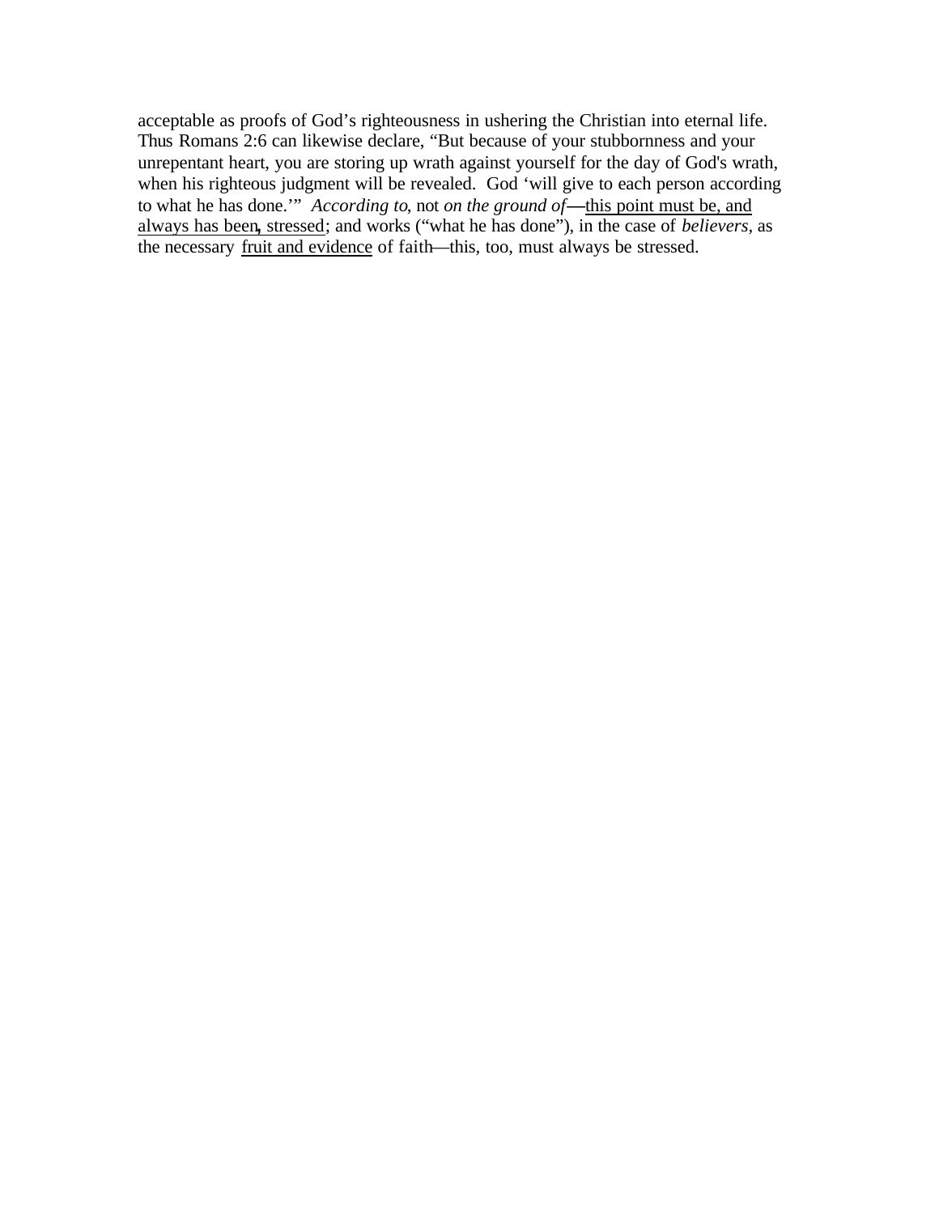acceptable as proofs of God's righteousness in ushering the Christian into eternal life. Thus Romans 2:6 can likewise declare, "But because of your stubbornness and your unrepentant heart, you are storing up wrath against yourself for the day of God's wrath, when his righteous judgment will be revealed. God 'will give to each person according to what he has done.'" *According to*, not *on the ground of*—<u>this point must be, and always has been, stressed</u>; and works ("what he has done"), in the case of *believers*, as the necessary <u>fruit and evidence</u> of faith—this, too, must always be stressed.